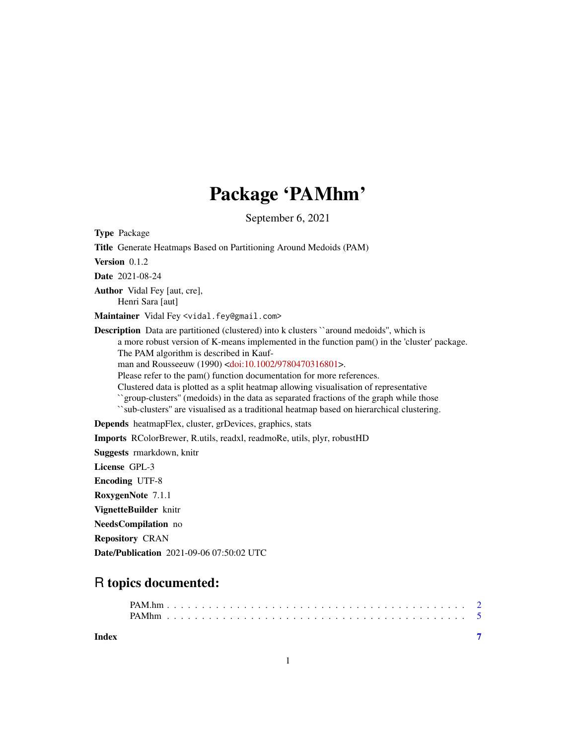# Package 'PAMhm'

September 6, 2021

**Type** Package

**Title** Generate Heatmaps Based on Partitioning Around Medoids (PAM)

**Version** 0.1.2

**Date** 2021-08-24

**Author** Vidal Fey [aut, cre],
Henri Sara [aut]

**Maintainer** Vidal Fey <vidal.fey@gmail.com>

**Description** Data are partitioned (clustered) into k clusters ``around medoids'', which is a more robust version of K-means implemented in the function pam() in the 'cluster' package. The PAM algorithm is described in Kaufman and Rousseeuw (1990) <doi:10.1002/9780470316801>. Please refer to the pam() function documentation for more references. Clustered data is plotted as a split heatmap allowing visualisation of representative ``group-clusters'' (medoids) in the data as separated fractions of the graph while those ``sub-clusters'' are visualised as a traditional heatmap based on hierarchical clustering.

**Depends** heatmapFlex, cluster, grDevices, graphics, stats

**Imports** RColorBrewer, R.utils, readxl, readmoRe, utils, plyr, robustHD

**Suggests** rmarkdown, knitr

**License** GPL-3

**Encoding** UTF-8

**RoxygenNote** 7.1.1

**VignetteBuilder** knitr

**NeedsCompilation** no

**Repository** CRAN

**Date/Publication** 2021-09-06 07:50:02 UTC

## R topics documented:

PAM.hm . . . . . . . . . . . . . . . . . . . . . . . . . . . . . . . . . . . . . . . . 2
PAMhm . . . . . . . . . . . . . . . . . . . . . . . . . . . . . . . . . . . . . . . . 5

**Index** **7**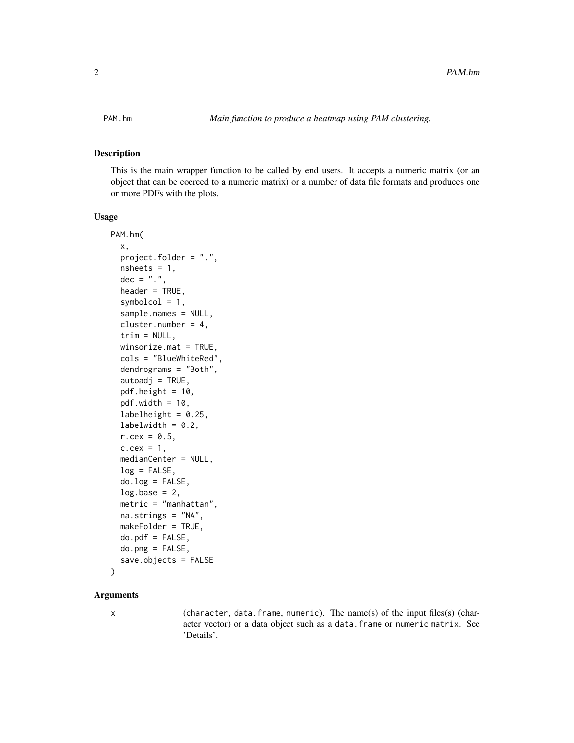# PAM.hm — *Main function to produce a heatmap using PAM clustering.*

## Description

This is the main wrapper function to be called by end users. It accepts a numeric matrix (or an object that can be coerced to a numeric matrix) or a number of data file formats and produces one or more PDFs with the plots.

## Usage

```
PAM.hm(
  x,
  project.folder = ".",
  nsheets = 1,
  dec = ".",
  header = TRUE,
  symbolcol = 1,
  sample.names = NULL,
  cluster.number = 4,
  trim = NULL,
  winsorize.mat = TRUE,
  cols = "BlueWhiteRed",
  dendrograms = "Both",
  autoadj = TRUE,
  pdf.height = 10,
  pdf.width = 10,
  labelheight = 0.25,
  labelwidth = 0.2,
  r.cex = 0.5,
  c.cex = 1,
  medianCenter = NULL,
  log = FALSE,
  do.log = FALSE,
  log.base = 2,
  metric = "manhattan",
  na.strings = "NA",
  makeFolder = TRUE,
  do.pdf = FALSE,
  do.png = FALSE,
  save.objects = FALSE
)
```

## Arguments

`x` (character, data.frame, numeric). The name(s) of the input files(s) (character vector) or a data object such as a data.frame or numeric matrix. See 'Details'.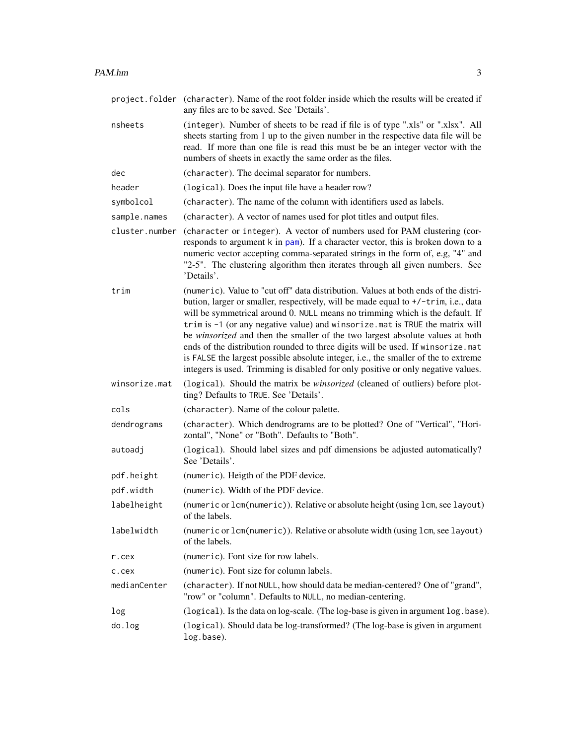| | |
|---|---|
| `project.folder` | (character). Name of the root folder inside which the results will be created if any files are to be saved. See 'Details'. |
| `nsheets` | (integer). Number of sheets to be read if file is of type ".xls" or ".xlsx". All sheets starting from 1 up to the given number in the respective data file will be read. If more than one file is read this must be be an integer vector with the numbers of sheets in exactly the same order as the files. |
| `dec` | (character). The decimal separator for numbers. |
| `header` | (logical). Does the input file have a header row? |
| `symbolcol` | (character). The name of the column with identifiers used as labels. |
| `sample.names` | (character). A vector of names used for plot titles and output files. |
| `cluster.number` | (character or integer). A vector of numbers used for PAM clustering (corresponds to argument k in pam). If a character vector, this is broken down to a numeric vector accepting comma-separated strings in the form of, e.g, "4" and "2-5". The clustering algorithm then iterates through all given numbers. See 'Details'. |
| `trim` | (numeric). Value to "cut off" data distribution. Values at both ends of the distribution, larger or smaller, respectively, will be made equal to +/-trim, i.e., data will be symmetrical around 0. NULL means no trimming which is the default. If trim is -1 (or any negative value) and winsorize.mat is TRUE the matrix will be *winsorized* and then the smaller of the two largest absolute values at both ends of the distribution rounded to three digits will be used. If winsorize.mat is FALSE the largest possible absolute integer, i.e., the smaller of the to extreme integers is used. Trimming is disabled for only positive or only negative values. |
| `winsorize.mat` | (logical). Should the matrix be *winsorized* (cleaned of outliers) before plotting? Defaults to TRUE. See 'Details'. |
| `cols` | (character). Name of the colour palette. |
| `dendrograms` | (character). Which dendrograms are to be plotted? One of "Vertical", "Horizontal", "None" or "Both". Defaults to "Both". |
| `autoadj` | (logical). Should label sizes and pdf dimensions be adjusted automatically? See 'Details'. |
| `pdf.height` | (numeric). Heigth of the PDF device. |
| `pdf.width` | (numeric). Width of the PDF device. |
| `labelheight` | (numeric or lcm(numeric)). Relative or absolute height (using lcm, see layout) of the labels. |
| `labelwidth` | (numeric or lcm(numeric)). Relative or absolute width (using lcm, see layout) of the labels. |
| `r.cex` | (numeric). Font size for row labels. |
| `c.cex` | (numeric). Font size for column labels. |
| `medianCenter` | (character). If not NULL, how should data be median-centered? One of "grand", "row" or "column". Defaults to NULL, no median-centering. |
| `log` | (logical). Is the data on log-scale. (The log-base is given in argument log.base). |
| `do.log` | (logical). Should data be log-transformed? (The log-base is given in argument log.base). |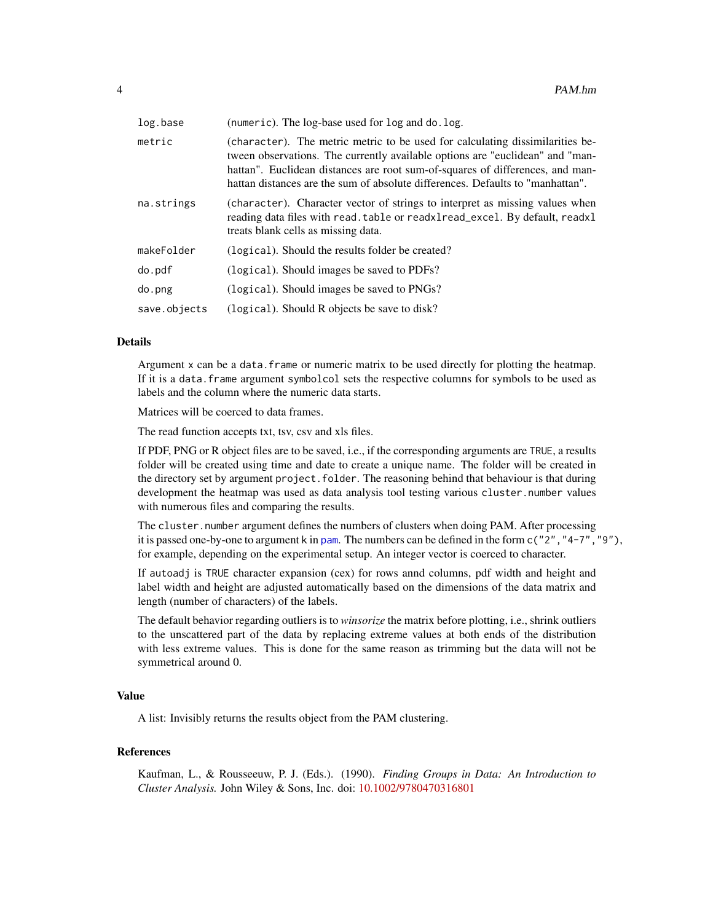| | |
|---|---|
| log.base | (numeric). The log-base used for log and do.log. |
| metric | (character). The metric metric to be used for calculating dissimilarities between observations. The currently available options are "euclidean" and "manhattan". Euclidean distances are root sum-of-squares of differences, and manhattan distances are the sum of absolute differences. Defaults to "manhattan". |
| na.strings | (character). Character vector of strings to interpret as missing values when reading data files with read.table or readxlread_excel. By default, readxl treats blank cells as missing data. |
| makeFolder | (logical). Should the results folder be created? |
| do.pdf | (logical). Should images be saved to PDFs? |
| do.png | (logical). Should images be saved to PNGs? |
| save.objects | (logical). Should R objects be save to disk? |

## Details

Argument x can be a data.frame or numeric matrix to be used directly for plotting the heatmap. If it is a data.frame argument symbolcol sets the respective columns for symbols to be used as labels and the column where the numeric data starts.

Matrices will be coerced to data frames.

The read function accepts txt, tsv, csv and xls files.

If PDF, PNG or R object files are to be saved, i.e., if the corresponding arguments are TRUE, a results folder will be created using time and date to create a unique name. The folder will be created in the directory set by argument project.folder. The reasoning behind that behaviour is that during development the heatmap was used as data analysis tool testing various cluster.number values with numerous files and comparing the results.

The cluster.number argument defines the numbers of clusters when doing PAM. After processing it is passed one-by-one to argument k in pam. The numbers can be defined in the form c("2","4-7","9"), for example, depending on the experimental setup. An integer vector is coerced to character.

If autoadj is TRUE character expansion (cex) for rows annd columns, pdf width and height and label width and height are adjusted automatically based on the dimensions of the data matrix and length (number of characters) of the labels.

The default behavior regarding outliers is to *winsorize* the matrix before plotting, i.e., shrink outliers to the unscattered part of the data by replacing extreme values at both ends of the distribution with less extreme values. This is done for the same reason as trimming but the data will not be symmetrical around 0.

## Value

A list: Invisibly returns the results object from the PAM clustering.

## References

Kaufman, L., & Rousseeuw, P. J. (Eds.). (1990). *Finding Groups in Data: An Introduction to Cluster Analysis.* John Wiley & Sons, Inc. doi: 10.1002/9780470316801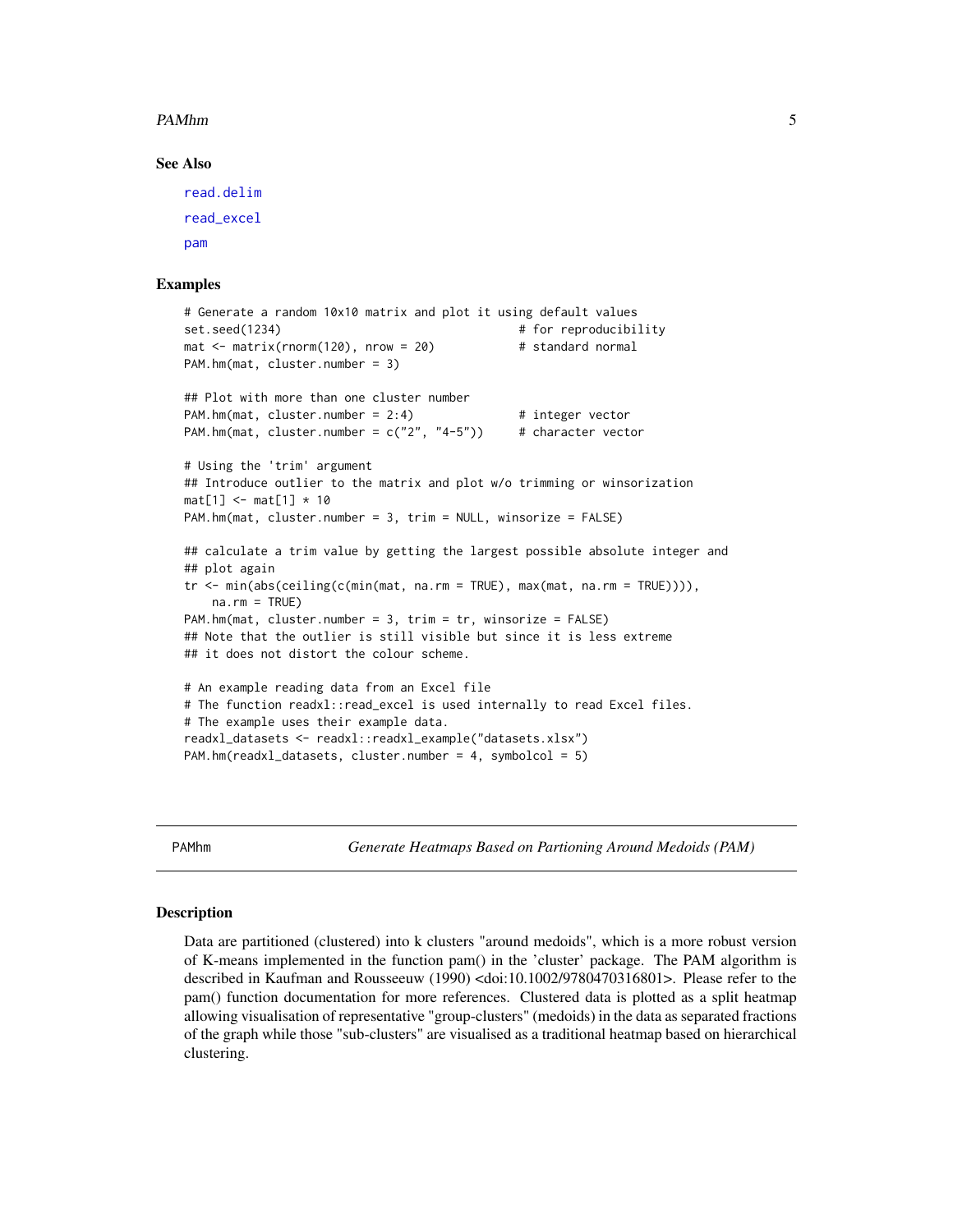## See Also

read.delim

read_excel

pam

## Examples

```
# Generate a random 10x10 matrix and plot it using default values
set.seed(1234)                                # for reproducibility
mat <- matrix(rnorm(120), nrow = 20)          # standard normal
PAM.hm(mat, cluster.number = 3)

## Plot with more than one cluster number
PAM.hm(mat, cluster.number = 2:4)             # integer vector
PAM.hm(mat, cluster.number = c("2", "4-5"))   # character vector

# Using the 'trim' argument
## Introduce outlier to the matrix and plot w/o trimming or winsorization
mat[1] <- mat[1] * 10
PAM.hm(mat, cluster.number = 3, trim = NULL, winsorize = FALSE)

## calculate a trim value by getting the largest possible absolute integer and
## plot again
tr <- min(abs(ceiling(c(min(mat, na.rm = TRUE), max(mat, na.rm = TRUE)))),
    na.rm = TRUE)
PAM.hm(mat, cluster.number = 3, trim = tr, winsorize = FALSE)
## Note that the outlier is still visible but since it is less extreme
## it does not distort the colour scheme.

# An example reading data from an Excel file
# The function readxl::read_excel is used internally to read Excel files.
# The example uses their example data.
readxl_datasets <- readxl::readxl_example("datasets.xlsx")
PAM.hm(readxl_datasets, cluster.number = 4, symbolcol = 5)
```

---

PAMhm *Generate Heatmaps Based on Partioning Around Medoids (PAM)*

---

## Description

Data are partitioned (clustered) into k clusters "around medoids", which is a more robust version of K-means implemented in the function pam() in the 'cluster' package. The PAM algorithm is described in Kaufman and Rousseeuw (1990) <doi:10.1002/9780470316801>. Please refer to the pam() function documentation for more references. Clustered data is plotted as a split heatmap allowing visualisation of representative "group-clusters" (medoids) in the data as separated fractions of the graph while those "sub-clusters" are visualised as a traditional heatmap based on hierarchical clustering.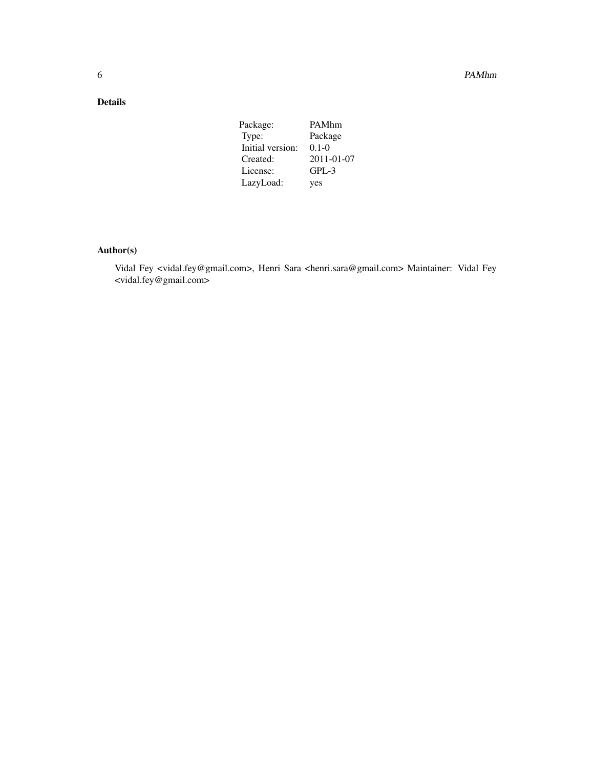## Details

| | |
|---|---|
| Package: | PAMhm |
| Type: | Package |
| Initial version: | 0.1-0 |
| Created: | 2011-01-07 |
| License: | GPL-3 |
| LazyLoad: | yes |

## Author(s)

Vidal Fey <vidal.fey@gmail.com>, Henri Sara <henri.sara@gmail.com> Maintainer: Vidal Fey <vidal.fey@gmail.com>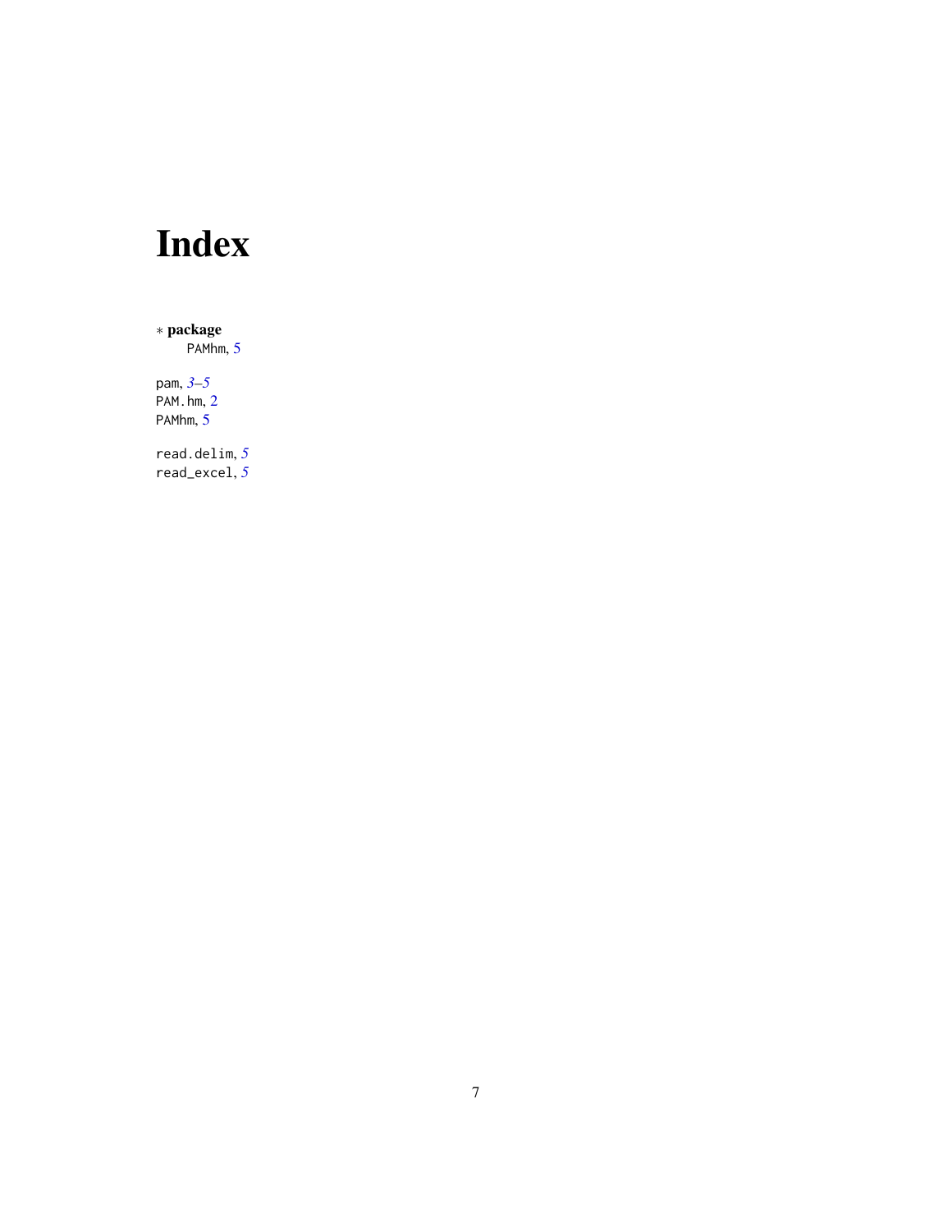# Index

∗ **package**
    PAMhm, 5

pam, *3–5*
PAM.hm, 2
PAMhm, 5

read.delim, *5*
read_excel, *5*